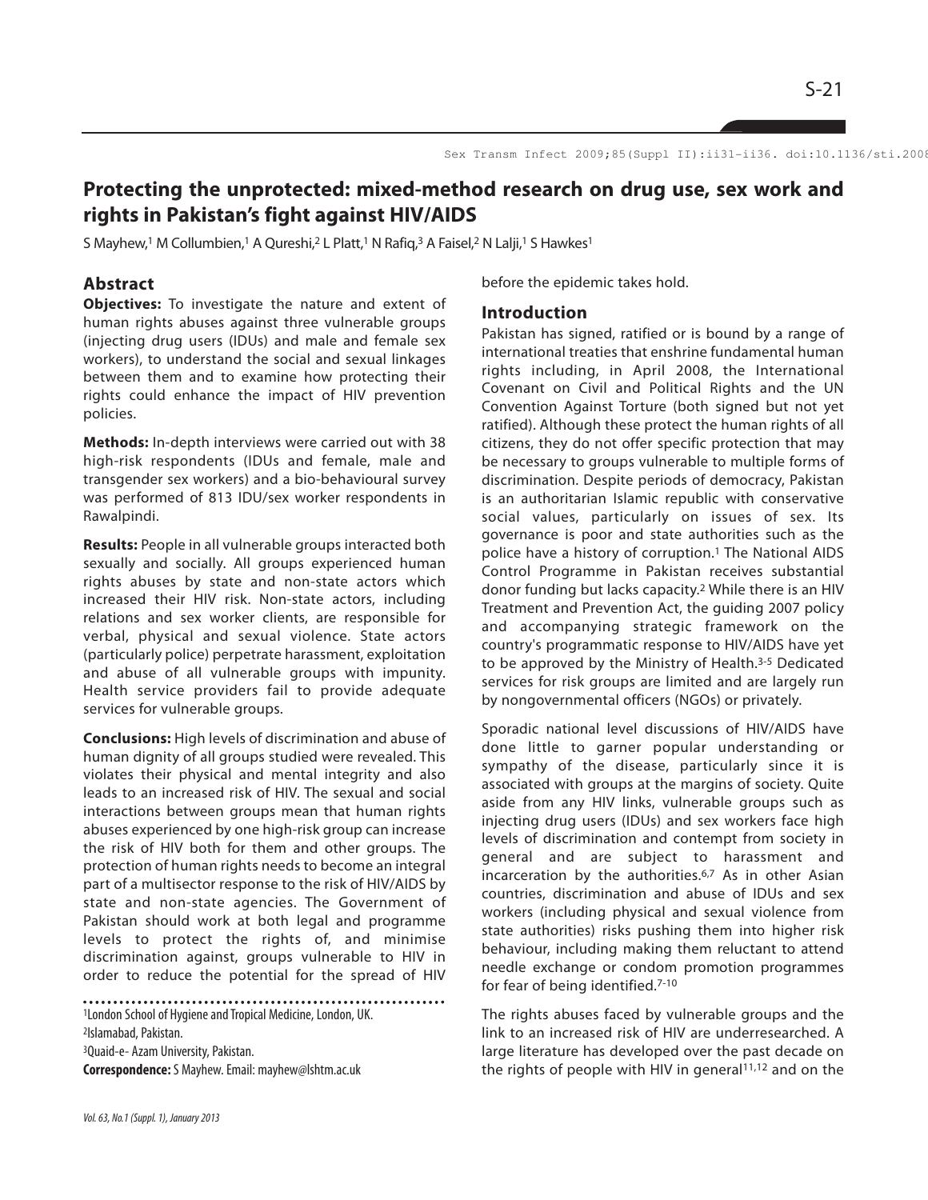# Protecting the unprotected: mixed-method research on drug use, sex work and rights in Pakistan's fight against HIV/AIDS

S Mayhew,[1] M Collumbien,[1] A Qureshi,[2] L Platt,[1] N Rafiq,[3] A Faisel,[2] N Lalji,[1] S Hawkes[1]

## Abstract

**Objectives:** To investigate the nature and extent of human rights abuses against three vulnerable groups (injecting drug users (IDUs) and male and female sex workers), to understand the social and sexual linkages between them and to examine how protecting their rights could enhance the impact of HIV prevention policies.

**Methods:** In-depth interviews were carried out with 38 high-risk respondents (IDUs and female, male and transgender sex workers) and a bio-behavioural survey was performed of 813 IDU/sex worker respondents in Rawalpindi.

**Results:** People in all vulnerable groups interacted both sexually and socially. All groups experienced human rights abuses by state and non-state actors which increased their HIV risk. Non-state actors, including relations and sex worker clients, are responsible for verbal, physical and sexual violence. State actors (particularly police) perpetrate harassment, exploitation and abuse of all vulnerable groups with impunity. Health service providers fail to provide adequate services for vulnerable groups.

**Conclusions:** High levels of discrimination and abuse of human dignity of all groups studied were revealed. This violates their physical and mental integrity and also leads to an increased risk of HIV. The sexual and social interactions between groups mean that human rights abuses experienced by one high-risk group can increase the risk of HIV both for them and other groups. The protection of human rights needs to become an integral part of a multisector response to the risk of HIV/AIDS by state and non-state agencies. The Government of Pakistan should work at both legal and programme levels to protect the rights of, and minimise discrimination against, groups vulnerable to HIV in order to reduce the potential for the spread of HIV before the epidemic takes hold.

[1]London School of Hygiene and Tropical Medicine, London, UK.
[2]Islamabad, Pakistan.
[3]Quaid-e- Azam University, Pakistan.
**Correspondence:** S Mayhew. Email: mayhew@lshtm.ac.uk

## Introduction

Pakistan has signed, ratified or is bound by a range of international treaties that enshrine fundamental human rights including, in April 2008, the International Covenant on Civil and Political Rights and the UN Convention Against Torture (both signed but not yet ratified). Although these protect the human rights of all citizens, they do not offer specific protection that may be necessary to groups vulnerable to multiple forms of discrimination. Despite periods of democracy, Pakistan is an authoritarian Islamic republic with conservative social values, particularly on issues of sex. Its governance is poor and state authorities such as the police have a history of corruption.[1] The National AIDS Control Programme in Pakistan receives substantial donor funding but lacks capacity.[2] While there is an HIV Treatment and Prevention Act, the guiding 2007 policy and accompanying strategic framework on the country's programmatic response to HIV/AIDS have yet to be approved by the Ministry of Health.[3-5] Dedicated services for risk groups are limited and are largely run by nongovernmental officers (NGOs) or privately.

Sporadic national level discussions of HIV/AIDS have done little to garner popular understanding or sympathy of the disease, particularly since it is associated with groups at the margins of society. Quite aside from any HIV links, vulnerable groups such as injecting drug users (IDUs) and sex workers face high levels of discrimination and contempt from society in general and are subject to harassment and incarceration by the authorities.[6,7] As in other Asian countries, discrimination and abuse of IDUs and sex workers (including physical and sexual violence from state authorities) risks pushing them into higher risk behaviour, including making them reluctant to attend needle exchange or condom promotion programmes for fear of being identified.[7-10]

The rights abuses faced by vulnerable groups and the link to an increased risk of HIV are underresearched. A large literature has developed over the past decade on the rights of people with HIV in general[11,12] and on the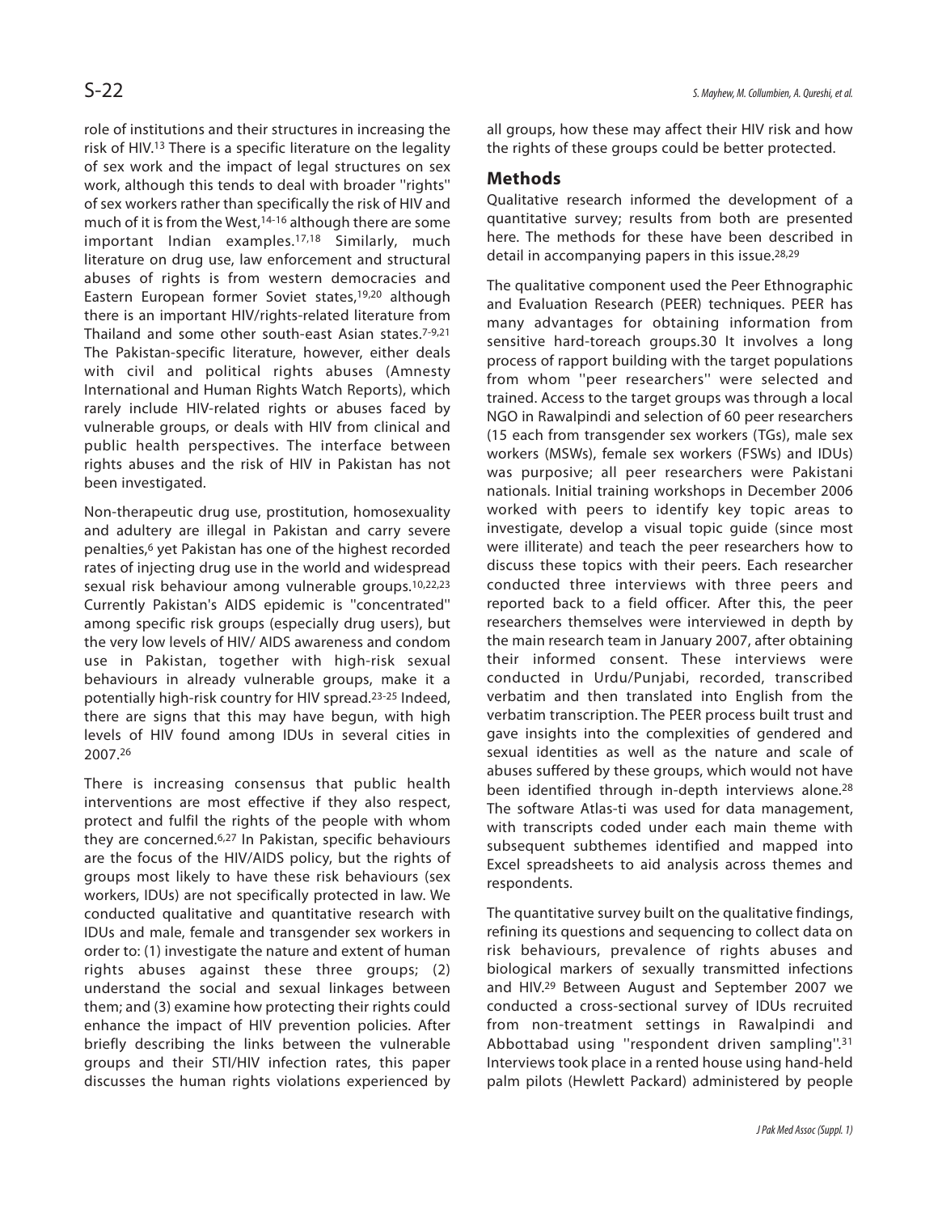role of institutions and their structures in increasing the risk of HIV.[13] There is a specific literature on the legality of sex work and the impact of legal structures on sex work, although this tends to deal with broader "rights" of sex workers rather than specifically the risk of HIV and much of it is from the West,[14-16] although there are some important Indian examples.[17,18] Similarly, much literature on drug use, law enforcement and structural abuses of rights is from western democracies and Eastern European former Soviet states,[19,20] although there is an important HIV/rights-related literature from Thailand and some other south-east Asian states.[7-9,21] The Pakistan-specific literature, however, either deals with civil and political rights abuses (Amnesty International and Human Rights Watch Reports), which rarely include HIV-related rights or abuses faced by vulnerable groups, or deals with HIV from clinical and public health perspectives. The interface between rights abuses and the risk of HIV in Pakistan has not been investigated.

Non-therapeutic drug use, prostitution, homosexuality and adultery are illegal in Pakistan and carry severe penalties,[6] yet Pakistan has one of the highest recorded rates of injecting drug use in the world and widespread sexual risk behaviour among vulnerable groups.[10,22,23] Currently Pakistan's AIDS epidemic is "concentrated" among specific risk groups (especially drug users), but the very low levels of HIV/ AIDS awareness and condom use in Pakistan, together with high-risk sexual behaviours in already vulnerable groups, make it a potentially high-risk country for HIV spread.[23-25] Indeed, there are signs that this may have begun, with high levels of HIV found among IDUs in several cities in 2007.[26]

There is increasing consensus that public health interventions are most effective if they also respect, protect and fulfil the rights of the people with whom they are concerned.[6,27] In Pakistan, specific behaviours are the focus of the HIV/AIDS policy, but the rights of groups most likely to have these risk behaviours (sex workers, IDUs) are not specifically protected in law. We conducted qualitative and quantitative research with IDUs and male, female and transgender sex workers in order to: (1) investigate the nature and extent of human rights abuses against these three groups; (2) understand the social and sexual linkages between them; and (3) examine how protecting their rights could enhance the impact of HIV prevention policies. After briefly describing the links between the vulnerable groups and their STI/HIV infection rates, this paper discusses the human rights violations experienced by all groups, how these may affect their HIV risk and how the rights of these groups could be better protected.

## Methods

Qualitative research informed the development of a quantitative survey; results from both are presented here. The methods for these have been described in detail in accompanying papers in this issue.[28,29]

The qualitative component used the Peer Ethnographic and Evaluation Research (PEER) techniques. PEER has many advantages for obtaining information from sensitive hard-toreach groups.30 It involves a long process of rapport building with the target populations from whom "peer researchers" were selected and trained. Access to the target groups was through a local NGO in Rawalpindi and selection of 60 peer researchers (15 each from transgender sex workers (TGs), male sex workers (MSWs), female sex workers (FSWs) and IDUs) was purposive; all peer researchers were Pakistani nationals. Initial training workshops in December 2006 worked with peers to identify key topic areas to investigate, develop a visual topic guide (since most were illiterate) and teach the peer researchers how to discuss these topics with their peers. Each researcher conducted three interviews with three peers and reported back to a field officer. After this, the peer researchers themselves were interviewed in depth by the main research team in January 2007, after obtaining their informed consent. These interviews were conducted in Urdu/Punjabi, recorded, transcribed verbatim and then translated into English from the verbatim transcription. The PEER process built trust and gave insights into the complexities of gendered and sexual identities as well as the nature and scale of abuses suffered by these groups, which would not have been identified through in-depth interviews alone.[28] The software Atlas-ti was used for data management, with transcripts coded under each main theme with subsequent subthemes identified and mapped into Excel spreadsheets to aid analysis across themes and respondents.

The quantitative survey built on the qualitative findings, refining its questions and sequencing to collect data on risk behaviours, prevalence of rights abuses and biological markers of sexually transmitted infections and HIV.[29] Between August and September 2007 we conducted a cross-sectional survey of IDUs recruited from non-treatment settings in Rawalpindi and Abbottabad using "respondent driven sampling".[31] Interviews took place in a rented house using hand-held palm pilots (Hewlett Packard) administered by people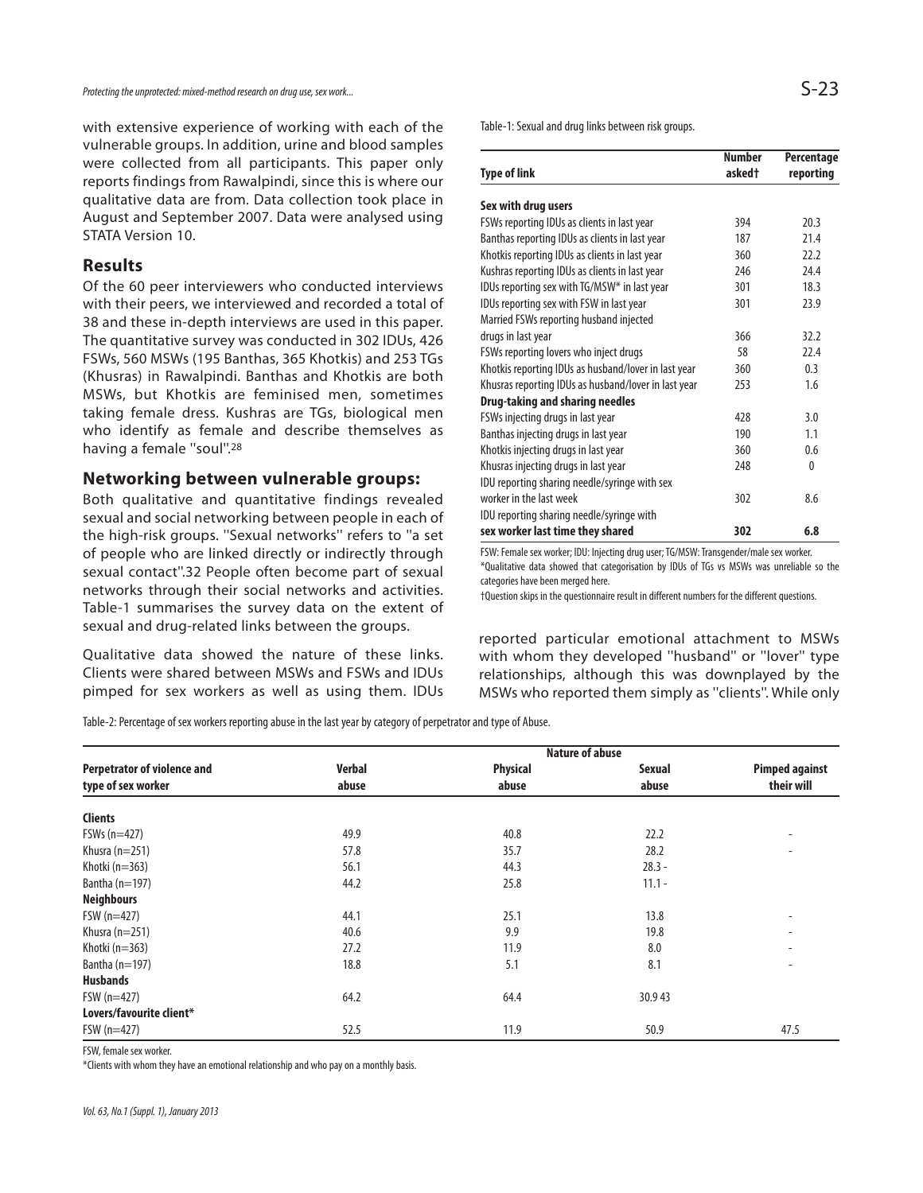with extensive experience of working with each of the vulnerable groups. In addition, urine and blood samples were collected from all participants. This paper only reports findings from Rawalpindi, since this is where our qualitative data are from. Data collection took place in August and September 2007. Data were analysed using STATA Version 10.

## Results

Of the 60 peer interviewers who conducted interviews with their peers, we interviewed and recorded a total of 38 and these in-depth interviews are used in this paper. The quantitative survey was conducted in 302 IDUs, 426 FSWs, 560 MSWs (195 Banthas, 365 Khotkis) and 253 TGs (Khusras) in Rawalpindi. Banthas and Khotkis are both MSWs, but Khotkis are feminised men, sometimes taking female dress. Kushras are TGs, biological men who identify as female and describe themselves as having a female "soul".[28]

## Networking between vulnerable groups:

Both qualitative and quantitative findings revealed sexual and social networking between people in each of the high-risk groups. "Sexual networks" refers to "a set of people who are linked directly or indirectly through sexual contact".32 People often become part of sexual networks through their social networks and activities. Table-1 summarises the survey data on the extent of sexual and drug-related links between the groups.

Qualitative data showed the nature of these links. Clients were shared between MSWs and FSWs and IDUs pimped for sex workers as well as using them. IDUs reported particular emotional attachment to MSWs with whom they developed "husband" or "lover" type relationships, although this was downplayed by the MSWs who reported them simply as "clients". While only

Table-1: Sexual and drug links between risk groups.

| Type of link | Number asked† | Percentage reporting |
|---|---|---|
| **Sex with drug users** | | |
| FSWs reporting IDUs as clients in last year | 394 | 20.3 |
| Banthas reporting IDUs as clients in last year | 187 | 21.4 |
| Khotkis reporting IDUs as clients in last year | 360 | 22.2 |
| Kushras reporting IDUs as clients in last year | 246 | 24.4 |
| IDUs reporting sex with TG/MSW* in last year | 301 | 18.3 |
| IDUs reporting sex with FSW in last year | 301 | 23.9 |
| Married FSWs reporting husband injected drugs in last year | 366 | 32.2 |
| FSWs reporting lovers who inject drugs | 58 | 22.4 |
| Khotkis reporting IDUs as husband/lover in last year | 360 | 0.3 |
| Khusras reporting IDUs as husband/lover in last year | 253 | 1.6 |
| **Drug-taking and sharing needles** | | |
| FSWs injecting drugs in last year | 428 | 3.0 |
| Banthas injecting drugs in last year | 190 | 1.1 |
| Khotkis injecting drugs in last year | 360 | 0.6 |
| Khusras injecting drugs in last year | 248 | 0 |
| IDU reporting sharing needle/syringe with sex worker in the last week | 302 | 8.6 |
| IDU reporting sharing needle/syringe with sex worker last time they shared | **302** | **6.8** |

FSW: Female sex worker; IDU: Injecting drug user; TG/MSW: Transgender/male sex worker.
*Qualitative data showed that categorisation by IDUs of TGs vs MSWs was unreliable so the categories have been merged here.
†Question skips in the questionnaire result in different numbers for the different questions.

Table-2: Percentage of sex workers reporting abuse in the last year by category of perpetrator and type of Abuse.

| Perpetrator of violence and type of sex worker | Nature of abuse | | | |
|---|---|---|---|---|
| | Verbal abuse | Physical abuse | Sexual abuse | Pimped against their will |
| **Clients** | | | | |
| FSWs (n=427) | 49.9 | 40.8 | 22.2 | - |
| Khusra (n=251) | 57.8 | 35.7 | 28.2 | - |
| Khotki (n=363) | 56.1 | 44.3 | 28.3 - | |
| Bantha (n=197) | 44.2 | 25.8 | 11.1 - | |
| **Neighbours** | | | | |
| FSW (n=427) | 44.1 | 25.1 | 13.8 | - |
| Khusra (n=251) | 40.6 | 9.9 | 19.8 | - |
| Khotki (n=363) | 27.2 | 11.9 | 8.0 | - |
| Bantha (n=197) | 18.8 | 5.1 | 8.1 | - |
| **Husbands** | | | | |
| FSW (n=427) | 64.2 | 64.4 | 30.9 43 | |
| **Lovers/favourite client*** | | | | |
| FSW (n=427) | 52.5 | 11.9 | 50.9 | 47.5 |

FSW, female sex worker.
*Clients with whom they have an emotional relationship and who pay on a monthly basis.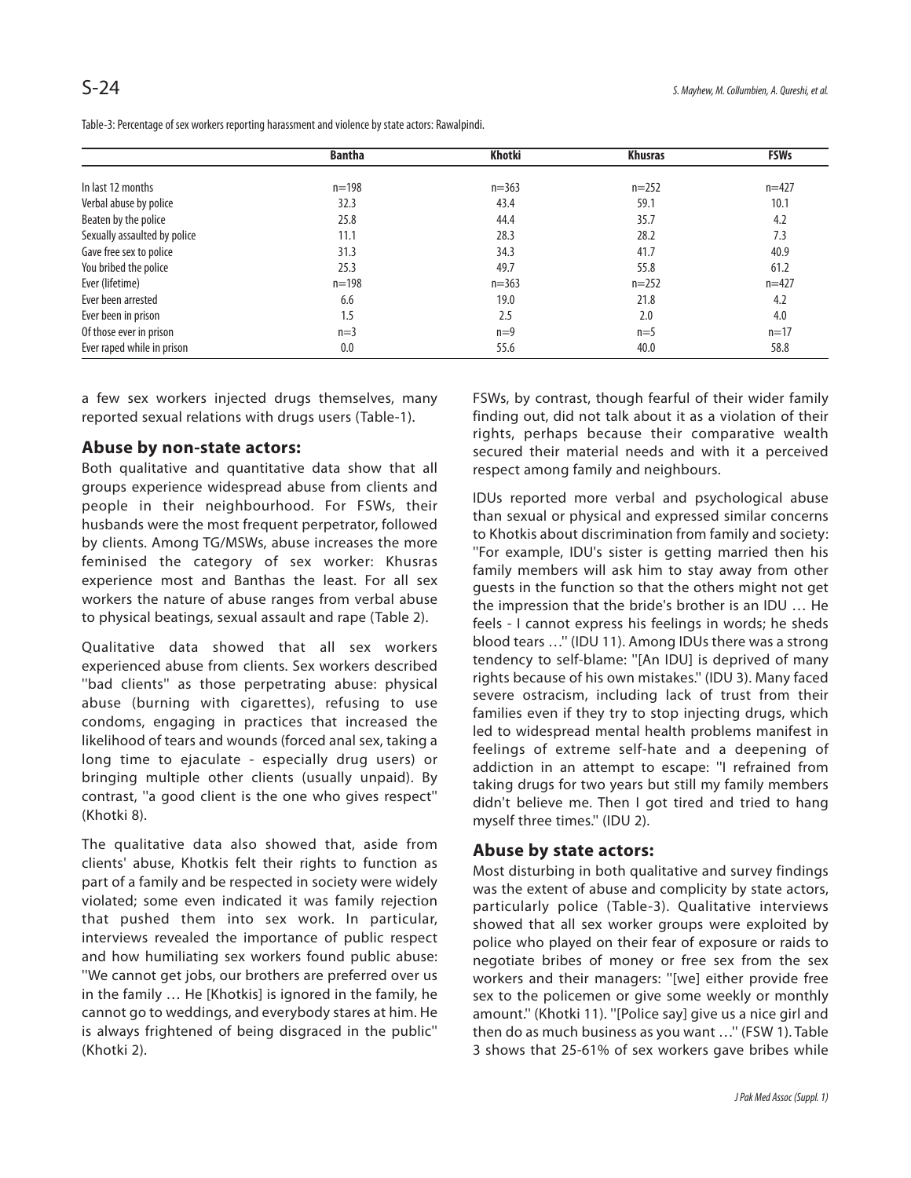Table-3: Percentage of sex workers reporting harassment and violence by state actors: Rawalpindi.

| | Bantha | Khotki | Khusras | FSWs |
|---|---|---|---|---|
| In last 12 months | n=198 | n=363 | n=252 | n=427 |
| Verbal abuse by police | 32.3 | 43.4 | 59.1 | 10.1 |
| Beaten by the police | 25.8 | 44.4 | 35.7 | 4.2 |
| Sexually assaulted by police | 11.1 | 28.3 | 28.2 | 7.3 |
| Gave free sex to police | 31.3 | 34.3 | 41.7 | 40.9 |
| You bribed the police | 25.3 | 49.7 | 55.8 | 61.2 |
| Ever (lifetime) | n=198 | n=363 | n=252 | n=427 |
| Ever been arrested | 6.6 | 19.0 | 21.8 | 4.2 |
| Ever been in prison | 1.5 | 2.5 | 2.0 | 4.0 |
| Of those ever in prison | n=3 | n=9 | n=5 | n=17 |
| Ever raped while in prison | 0.0 | 55.6 | 40.0 | 58.8 |

a few sex workers injected drugs themselves, many reported sexual relations with drugs users (Table-1).

## Abuse by non-state actors:

Both qualitative and quantitative data show that all groups experience widespread abuse from clients and people in their neighbourhood. For FSWs, their husbands were the most frequent perpetrator, followed by clients. Among TG/MSWs, abuse increases the more feminised the category of sex worker: Khusras experience most and Banthas the least. For all sex workers the nature of abuse ranges from verbal abuse to physical beatings, sexual assault and rape (Table 2).

Qualitative data showed that all sex workers experienced abuse from clients. Sex workers described ''bad clients'' as those perpetrating abuse: physical abuse (burning with cigarettes), refusing to use condoms, engaging in practices that increased the likelihood of tears and wounds (forced anal sex, taking a long time to ejaculate - especially drug users) or bringing multiple other clients (usually unpaid). By contrast, ''a good client is the one who gives respect'' (Khotki 8).

The qualitative data also showed that, aside from clients' abuse, Khotkis felt their rights to function as part of a family and be respected in society were widely violated; some even indicated it was family rejection that pushed them into sex work. In particular, interviews revealed the importance of public respect and how humiliating sex workers found public abuse: ''We cannot get jobs, our brothers are preferred over us in the family … He [Khotkis] is ignored in the family, he cannot go to weddings, and everybody stares at him. He is always frightened of being disgraced in the public'' (Khotki 2).

FSWs, by contrast, though fearful of their wider family finding out, did not talk about it as a violation of their rights, perhaps because their comparative wealth secured their material needs and with it a perceived respect among family and neighbours.

IDUs reported more verbal and psychological abuse than sexual or physical and expressed similar concerns to Khotkis about discrimination from family and society: ''For example, IDU's sister is getting married then his family members will ask him to stay away from other guests in the function so that the others might not get the impression that the bride's brother is an IDU … He feels - I cannot express his feelings in words; he sheds blood tears …'' (IDU 11). Among IDUs there was a strong tendency to self-blame: ''[An IDU] is deprived of many rights because of his own mistakes.'' (IDU 3). Many faced severe ostracism, including lack of trust from their families even if they try to stop injecting drugs, which led to widespread mental health problems manifest in feelings of extreme self-hate and a deepening of addiction in an attempt to escape: ''I refrained from taking drugs for two years but still my family members didn't believe me. Then I got tired and tried to hang myself three times.'' (IDU 2).

## Abuse by state actors:

Most disturbing in both qualitative and survey findings was the extent of abuse and complicity by state actors, particularly police (Table-3). Qualitative interviews showed that all sex worker groups were exploited by police who played on their fear of exposure or raids to negotiate bribes of money or free sex from the sex workers and their managers: ''[we] either provide free sex to the policemen or give some weekly or monthly amount.'' (Khotki 11). ''[Police say] give us a nice girl and then do as much business as you want …'' (FSW 1). Table 3 shows that 25-61% of sex workers gave bribes while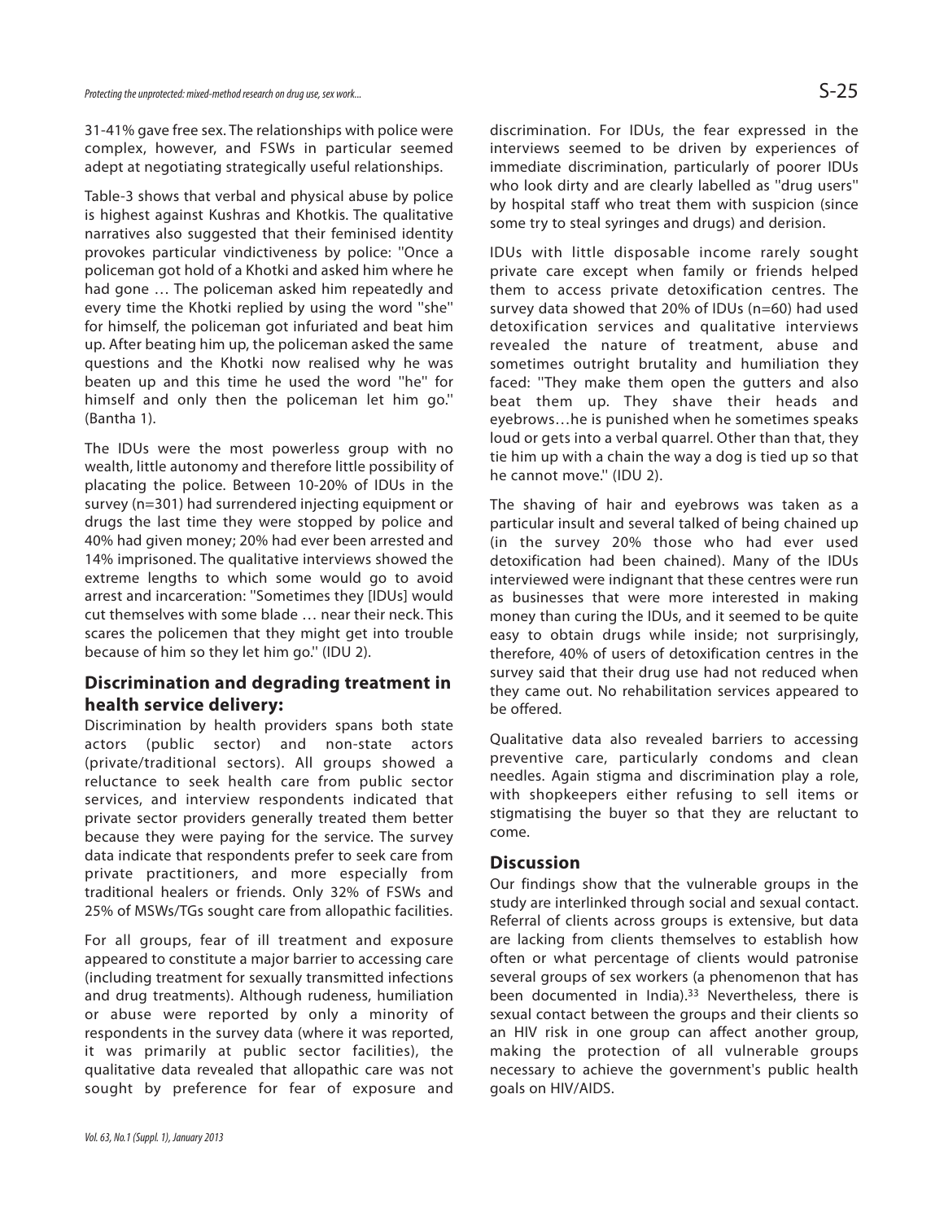31-41% gave free sex. The relationships with police were complex, however, and FSWs in particular seemed adept at negotiating strategically useful relationships.

Table-3 shows that verbal and physical abuse by police is highest against Kushras and Khotkis. The qualitative narratives also suggested that their feminised identity provokes particular vindictiveness by police: "Once a policeman got hold of a Khotki and asked him where he had gone … The policeman asked him repeatedly and every time the Khotki replied by using the word "she" for himself, the policeman got infuriated and beat him up. After beating him up, the policeman asked the same questions and the Khotki now realised why he was beaten up and this time he used the word "he" for himself and only then the policeman let him go." (Bantha 1).

The IDUs were the most powerless group with no wealth, little autonomy and therefore little possibility of placating the police. Between 10-20% of IDUs in the survey (n=301) had surrendered injecting equipment or drugs the last time they were stopped by police and 40% had given money; 20% had ever been arrested and 14% imprisoned. The qualitative interviews showed the extreme lengths to which some would go to avoid arrest and incarceration: "Sometimes they [IDUs] would cut themselves with some blade … near their neck. This scares the policemen that they might get into trouble because of him so they let him go." (IDU 2).

## Discrimination and degrading treatment in health service delivery:

Discrimination by health providers spans both state actors (public sector) and non-state actors (private/traditional sectors). All groups showed a reluctance to seek health care from public sector services, and interview respondents indicated that private sector providers generally treated them better because they were paying for the service. The survey data indicate that respondents prefer to seek care from private practitioners, and more especially from traditional healers or friends. Only 32% of FSWs and 25% of MSWs/TGs sought care from allopathic facilities.

For all groups, fear of ill treatment and exposure appeared to constitute a major barrier to accessing care (including treatment for sexually transmitted infections and drug treatments). Although rudeness, humiliation or abuse were reported by only a minority of respondents in the survey data (where it was reported, it was primarily at public sector facilities), the qualitative data revealed that allopathic care was not sought by preference for fear of exposure and discrimination. For IDUs, the fear expressed in the interviews seemed to be driven by experiences of immediate discrimination, particularly of poorer IDUs who look dirty and are clearly labelled as "drug users" by hospital staff who treat them with suspicion (since some try to steal syringes and drugs) and derision.

IDUs with little disposable income rarely sought private care except when family or friends helped them to access private detoxification centres. The survey data showed that 20% of IDUs (n=60) had used detoxification services and qualitative interviews revealed the nature of treatment, abuse and sometimes outright brutality and humiliation they faced: "They make them open the gutters and also beat them up. They shave their heads and eyebrows…he is punished when he sometimes speaks loud or gets into a verbal quarrel. Other than that, they tie him up with a chain the way a dog is tied up so that he cannot move." (IDU 2).

The shaving of hair and eyebrows was taken as a particular insult and several talked of being chained up (in the survey 20% those who had ever used detoxification had been chained). Many of the IDUs interviewed were indignant that these centres were run as businesses that were more interested in making money than curing the IDUs, and it seemed to be quite easy to obtain drugs while inside; not surprisingly, therefore, 40% of users of detoxification centres in the survey said that their drug use had not reduced when they came out. No rehabilitation services appeared to be offered.

Qualitative data also revealed barriers to accessing preventive care, particularly condoms and clean needles. Again stigma and discrimination play a role, with shopkeepers either refusing to sell items or stigmatising the buyer so that they are reluctant to come.

## Discussion

Our findings show that the vulnerable groups in the study are interlinked through social and sexual contact. Referral of clients across groups is extensive, but data are lacking from clients themselves to establish how often or what percentage of clients would patronise several groups of sex workers (a phenomenon that has been documented in India).[33] Nevertheless, there is sexual contact between the groups and their clients so an HIV risk in one group can affect another group, making the protection of all vulnerable groups necessary to achieve the government's public health goals on HIV/AIDS.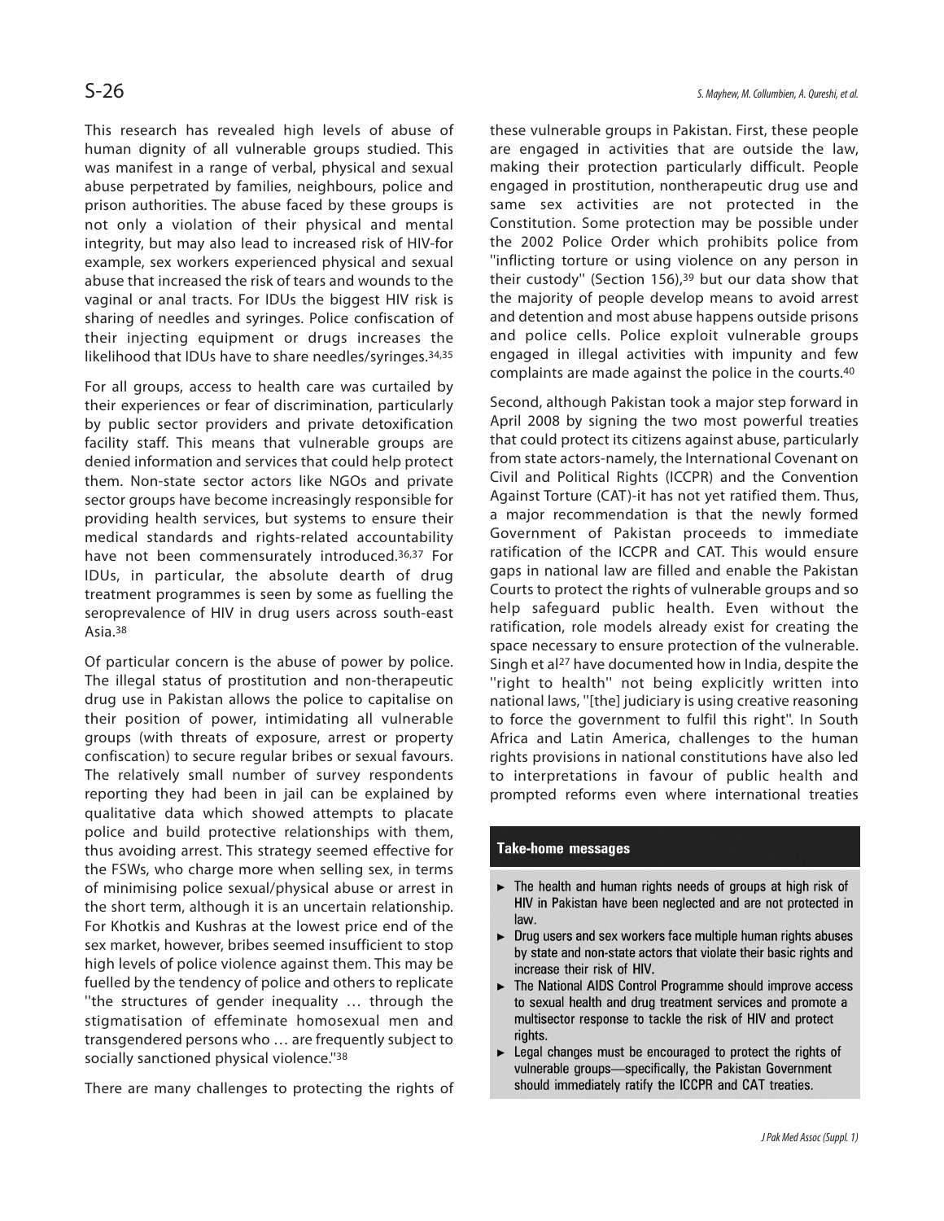This research has revealed high levels of abuse of human dignity of all vulnerable groups studied. This was manifest in a range of verbal, physical and sexual abuse perpetrated by families, neighbours, police and prison authorities. The abuse faced by these groups is not only a violation of their physical and mental integrity, but may also lead to increased risk of HIV-for example, sex workers experienced physical and sexual abuse that increased the risk of tears and wounds to the vaginal or anal tracts. For IDUs the biggest HIV risk is sharing of needles and syringes. Police confiscation of their injecting equipment or drugs increases the likelihood that IDUs have to share needles/syringes.[34,35]

For all groups, access to health care was curtailed by their experiences or fear of discrimination, particularly by public sector providers and private detoxification facility staff. This means that vulnerable groups are denied information and services that could help protect them. Non-state sector actors like NGOs and private sector groups have become increasingly responsible for providing health services, but systems to ensure their medical standards and rights-related accountability have not been commensurately introduced.[36,37] For IDUs, in particular, the absolute dearth of drug treatment programmes is seen by some as fuelling the seroprevalence of HIV in drug users across south-east Asia.[38]

Of particular concern is the abuse of power by police. The illegal status of prostitution and non-therapeutic drug use in Pakistan allows the police to capitalise on their position of power, intimidating all vulnerable groups (with threats of exposure, arrest or property confiscation) to secure regular bribes or sexual favours. The relatively small number of survey respondents reporting they had been in jail can be explained by qualitative data which showed attempts to placate police and build protective relationships with them, thus avoiding arrest. This strategy seemed effective for the FSWs, who charge more when selling sex, in terms of minimising police sexual/physical abuse or arrest in the short term, although it is an uncertain relationship. For Khotkis and Kushras at the lowest price end of the sex market, however, bribes seemed insufficient to stop high levels of police violence against them. This may be fuelled by the tendency of police and others to replicate "the structures of gender inequality … through the stigmatisation of effeminate homosexual men and transgendered persons who … are frequently subject to socially sanctioned physical violence."[38]

There are many challenges to protecting the rights of these vulnerable groups in Pakistan. First, these people are engaged in activities that are outside the law, making their protection particularly difficult. People engaged in prostitution, nontherapeutic drug use and same sex activities are not protected in the Constitution. Some protection may be possible under the 2002 Police Order which prohibits police from "inflicting torture or using violence on any person in their custody" (Section 156),[39] but our data show that the majority of people develop means to avoid arrest and detention and most abuse happens outside prisons and police cells. Police exploit vulnerable groups engaged in illegal activities with impunity and few complaints are made against the police in the courts.[40]

Second, although Pakistan took a major step forward in April 2008 by signing the two most powerful treaties that could protect its citizens against abuse, particularly from state actors-namely, the International Covenant on Civil and Political Rights (ICCPR) and the Convention Against Torture (CAT)-it has not yet ratified them. Thus, a major recommendation is that the newly formed Government of Pakistan proceeds to immediate ratification of the ICCPR and CAT. This would ensure gaps in national law are filled and enable the Pakistan Courts to protect the rights of vulnerable groups and so help safeguard public health. Even without the ratification, role models already exist for creating the space necessary to ensure protection of the vulnerable. Singh et al[27] have documented how in India, despite the "right to health" not being explicitly written into national laws, "[the] judiciary is using creative reasoning to force the government to fulfil this right". In South Africa and Latin America, challenges to the human rights provisions in national constitutions have also led to interpretations in favour of public health and prompted reforms even where international treaties

**Take-home messages**

- The health and human rights needs of groups at high risk of HIV in Pakistan have been neglected and are not protected in law.
- Drug users and sex workers face multiple human rights abuses by state and non-state actors that violate their basic rights and increase their risk of HIV.
- The National AIDS Control Programme should improve access to sexual health and drug treatment services and promote a multisector response to tackle the risk of HIV and protect rights.
- Legal changes must be encouraged to protect the rights of vulnerable groups—specifically, the Pakistan Government should immediately ratify the ICCPR and CAT treaties.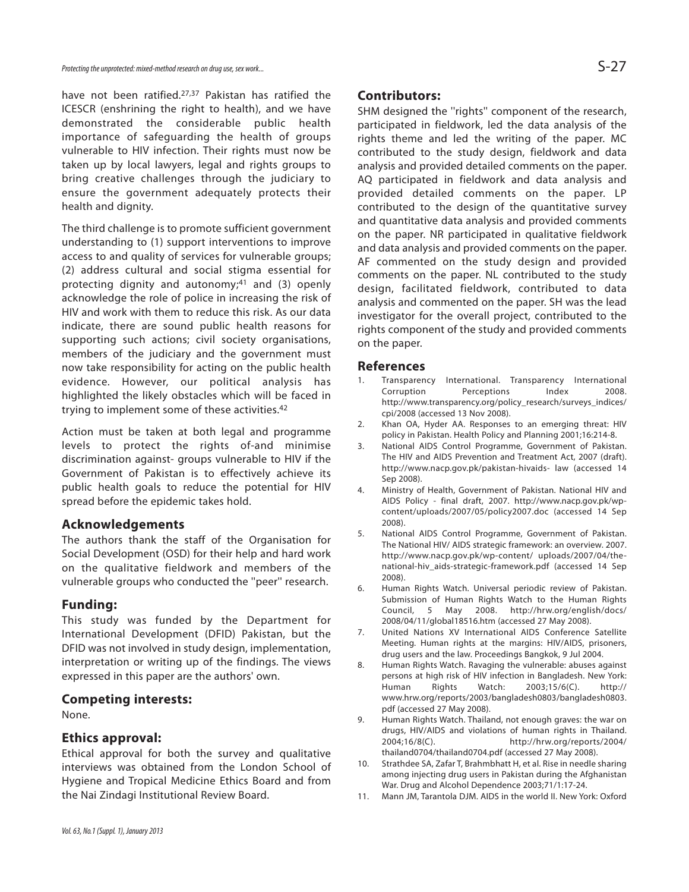have not been ratified.[27,37] Pakistan has ratified the ICESCR (enshrining the right to health), and we have demonstrated the considerable public health importance of safeguarding the health of groups vulnerable to HIV infection. Their rights must now be taken up by local lawyers, legal and rights groups to bring creative challenges through the judiciary to ensure the government adequately protects their health and dignity.

The third challenge is to promote sufficient government understanding to (1) support interventions to improve access to and quality of services for vulnerable groups; (2) address cultural and social stigma essential for protecting dignity and autonomy;[41] and (3) openly acknowledge the role of police in increasing the risk of HIV and work with them to reduce this risk. As our data indicate, there are sound public health reasons for supporting such actions; civil society organisations, members of the judiciary and the government must now take responsibility for acting on the public health evidence. However, our political analysis has highlighted the likely obstacles which will be faced in trying to implement some of these activities.[42]

Action must be taken at both legal and programme levels to protect the rights of-and minimise discrimination against- groups vulnerable to HIV if the Government of Pakistan is to effectively achieve its public health goals to reduce the potential for HIV spread before the epidemic takes hold.

## Acknowledgements

The authors thank the staff of the Organisation for Social Development (OSD) for their help and hard work on the qualitative fieldwork and members of the vulnerable groups who conducted the "peer" research.

## Funding:

This study was funded by the Department for International Development (DFID) Pakistan, but the DFID was not involved in study design, implementation, interpretation or writing up of the findings. The views expressed in this paper are the authors' own.

## Competing interests:

None.

## Ethics approval:

Ethical approval for both the survey and qualitative interviews was obtained from the London School of Hygiene and Tropical Medicine Ethics Board and from the Nai Zindagi Institutional Review Board.

## Contributors:

SHM designed the "rights" component of the research, participated in fieldwork, led the data analysis of the rights theme and led the writing of the paper. MC contributed to the study design, fieldwork and data analysis and provided detailed comments on the paper. AQ participated in fieldwork and data analysis and provided detailed comments on the paper. LP contributed to the design of the quantitative survey and quantitative data analysis and provided comments on the paper. NR participated in qualitative fieldwork and data analysis and provided comments on the paper. AF commented on the study design and provided comments on the paper. NL contributed to the study design, facilitated fieldwork, contributed to data analysis and commented on the paper. SH was the lead investigator for the overall project, contributed to the rights component of the study and provided comments on the paper.

## References

1. Transparency International. Transparency International Corruption Perceptions Index 2008. http://www.transparency.org/policy_research/surveys_indices/cpi/2008 (accessed 13 Nov 2008).
2. Khan OA, Hyder AA. Responses to an emerging threat: HIV policy in Pakistan. Health Policy and Planning 2001;16:214-8.
3. National AIDS Control Programme, Government of Pakistan. The HIV and AIDS Prevention and Treatment Act, 2007 (draft). http://www.nacp.gov.pk/pakistan-hivaids- law (accessed 14 Sep 2008).
4. Ministry of Health, Government of Pakistan. National HIV and AIDS Policy - final draft, 2007. http://www.nacp.gov.pk/wp-content/uploads/2007/05/policy2007.doc (accessed 14 Sep 2008).
5. National AIDS Control Programme, Government of Pakistan. The National HIV/ AIDS strategic framework: an overview. 2007. http://www.nacp.gov.pk/wp-content/ uploads/2007/04/the-national-hiv_aids-strategic-framework.pdf (accessed 14 Sep 2008).
6. Human Rights Watch. Universal periodic review of Pakistan. Submission of Human Rights Watch to the Human Rights Council, 5 May 2008. http://hrw.org/english/docs/2008/04/11/global18516.htm (accessed 27 May 2008).
7. United Nations XV International AIDS Conference Satellite Meeting. Human rights at the margins: HIV/AIDS, prisoners, drug users and the law. Proceedings Bangkok, 9 Jul 2004.
8. Human Rights Watch. Ravaging the vulnerable: abuses against persons at high risk of HIV infection in Bangladesh. New York: Human Rights Watch: 2003;15/6(C). http://www.hrw.org/reports/2003/bangladesh0803/bangladesh0803.pdf (accessed 27 May 2008).
9. Human Rights Watch. Thailand, not enough graves: the war on drugs, HIV/AIDS and violations of human rights in Thailand. 2004;16/8(C). http://hrw.org/reports/2004/thailand0704/thailand0704.pdf (accessed 27 May 2008).
10. Strathdee SA, Zafar T, Brahmbhatt H, et al. Rise in needle sharing among injecting drug users in Pakistan during the Afghanistan War. Drug and Alcohol Dependence 2003;71/1:17-24.
11. Mann JM, Tarantola DJM. AIDS in the world II. New York: Oxford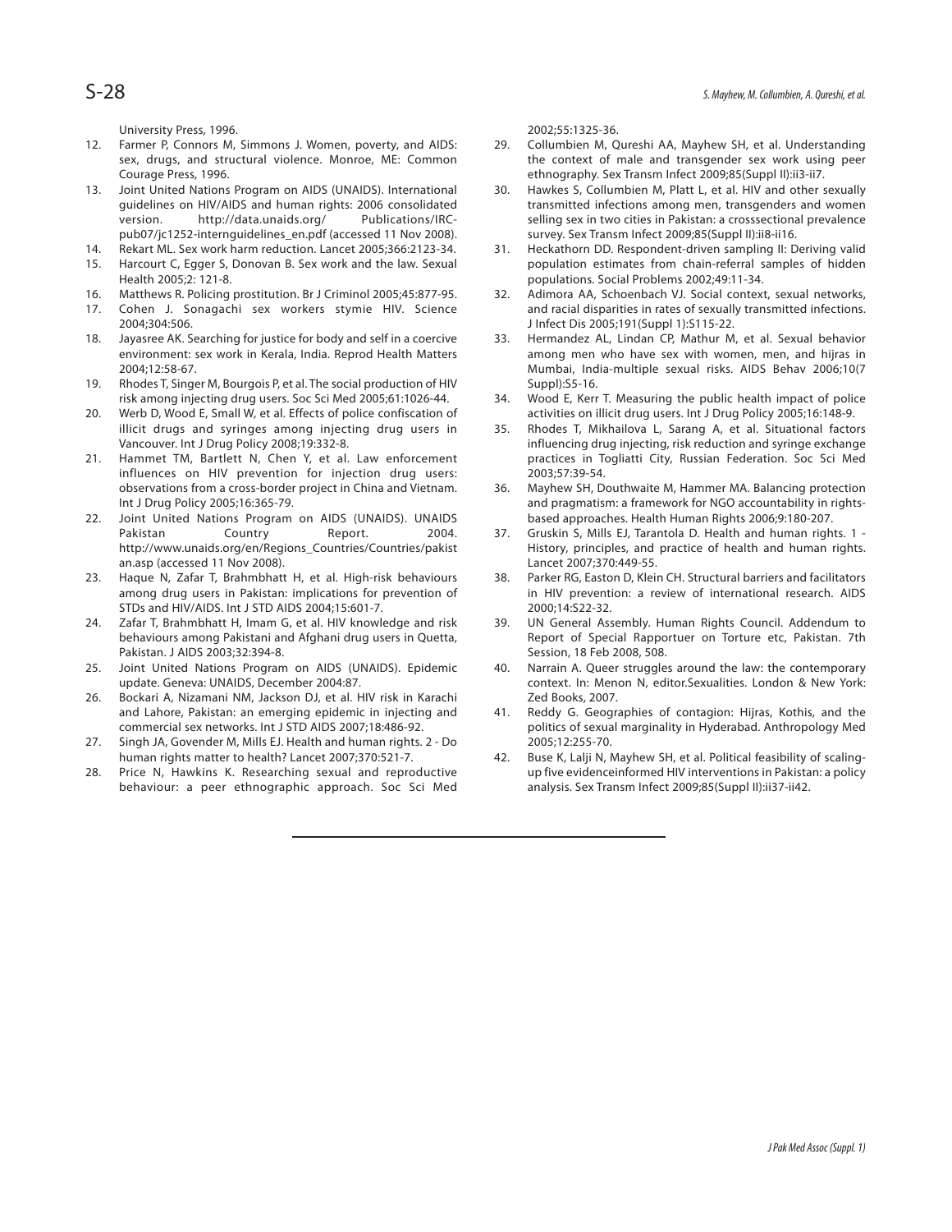University Press, 1996.

12. Farmer P, Connors M, Simmons J. Women, poverty, and AIDS: sex, drugs, and structural violence. Monroe, ME: Common Courage Press, 1996.
13. Joint United Nations Program on AIDS (UNAIDS). International guidelines on HIV/AIDS and human rights: 2006 consolidated version. http://data.unaids.org/ Publications/IRC-pub07/jc1252-internguidelines_en.pdf (accessed 11 Nov 2008).
14. Rekart ML. Sex work harm reduction. Lancet 2005;366:2123-34.
15. Harcourt C, Egger S, Donovan B. Sex work and the law. Sexual Health 2005;2: 121-8.
16. Matthews R. Policing prostitution. Br J Criminol 2005;45:877-95.
17. Cohen J. Sonagachi sex workers stymie HIV. Science 2004;304:506.
18. Jayasree AK. Searching for justice for body and self in a coercive environment: sex work in Kerala, India. Reprod Health Matters 2004;12:58-67.
19. Rhodes T, Singer M, Bourgois P, et al. The social production of HIV risk among injecting drug users. Soc Sci Med 2005;61:1026-44.
20. Werb D, Wood E, Small W, et al. Effects of police confiscation of illicit drugs and syringes among injecting drug users in Vancouver. Int J Drug Policy 2008;19:332-8.
21. Hammet TM, Bartlett N, Chen Y, et al. Law enforcement influences on HIV prevention for injection drug users: observations from a cross-border project in China and Vietnam. Int J Drug Policy 2005;16:365-79.
22. Joint United Nations Program on AIDS (UNAIDS). UNAIDS Pakistan Country Report. 2004. http://www.unaids.org/en/Regions_Countries/Countries/pakistan.asp (accessed 11 Nov 2008).
23. Haque N, Zafar T, Brahmbhatt H, et al. High-risk behaviours among drug users in Pakistan: implications for prevention of STDs and HIV/AIDS. Int J STD AIDS 2004;15:601-7.
24. Zafar T, Brahmbhatt H, Imam G, et al. HIV knowledge and risk behaviours among Pakistani and Afghani drug users in Quetta, Pakistan. J AIDS 2003;32:394-8.
25. Joint United Nations Program on AIDS (UNAIDS). Epidemic update. Geneva: UNAIDS, December 2004:87.
26. Bockari A, Nizamani NM, Jackson DJ, et al. HIV risk in Karachi and Lahore, Pakistan: an emerging epidemic in injecting and commercial sex networks. Int J STD AIDS 2007;18:486-92.
27. Singh JA, Govender M, Mills EJ. Health and human rights. 2 - Do human rights matter to health? Lancet 2007;370:521-7.
28. Price N, Hawkins K. Researching sexual and reproductive behaviour: a peer ethnographic approach. Soc Sci Med 2002;55:1325-36.
29. Collumbien M, Qureshi AA, Mayhew SH, et al. Understanding the context of male and transgender sex work using peer ethnography. Sex Transm Infect 2009;85(Suppl II):ii3-ii7.
30. Hawkes S, Collumbien M, Platt L, et al. HIV and other sexually transmitted infections among men, transgenders and women selling sex in two cities in Pakistan: a crosssectional prevalence survey. Sex Transm Infect 2009;85(Suppl II):ii8-ii16.
31. Heckathorn DD. Respondent-driven sampling II: Deriving valid population estimates from chain-referral samples of hidden populations. Social Problems 2002;49:11-34.
32. Adimora AA, Schoenbach VJ. Social context, sexual networks, and racial disparities in rates of sexually transmitted infections. J Infect Dis 2005;191(Suppl 1):S115-22.
33. Hermandez AL, Lindan CP, Mathur M, et al. Sexual behavior among men who have sex with women, men, and hijras in Mumbai, India-multiple sexual risks. AIDS Behav 2006;10(7 Suppl):S5-16.
34. Wood E, Kerr T. Measuring the public health impact of police activities on illicit drug users. Int J Drug Policy 2005;16:148-9.
35. Rhodes T, Mikhailova L, Sarang A, et al. Situational factors influencing drug injecting, risk reduction and syringe exchange practices in Togliatti City, Russian Federation. Soc Sci Med 2003;57:39-54.
36. Mayhew SH, Douthwaite M, Hammer MA. Balancing protection and pragmatism: a framework for NGO accountability in rights-based approaches. Health Human Rights 2006;9:180-207.
37. Gruskin S, Mills EJ, Tarantola D. Health and human rights. 1 - History, principles, and practice of health and human rights. Lancet 2007;370:449-55.
38. Parker RG, Easton D, Klein CH. Structural barriers and facilitators in HIV prevention: a review of international research. AIDS 2000;14:S22-32.
39. UN General Assembly. Human Rights Council. Addendum to Report of Special Rapportuer on Torture etc, Pakistan. 7th Session, 18 Feb 2008, 508.
40. Narrain A. Queer struggles around the law: the contemporary context. In: Menon N, editor.Sexualities. London & New York: Zed Books, 2007.
41. Reddy G. Geographies of contagion: Hijras, Kothis, and the politics of sexual marginality in Hyderabad. Anthropology Med 2005;12:255-70.
42. Buse K, Lalji N, Mayhew SH, et al. Political feasibility of scaling-up five evidenceinformed HIV interventions in Pakistan: a policy analysis. Sex Transm Infect 2009;85(Suppl II):ii37-ii42.